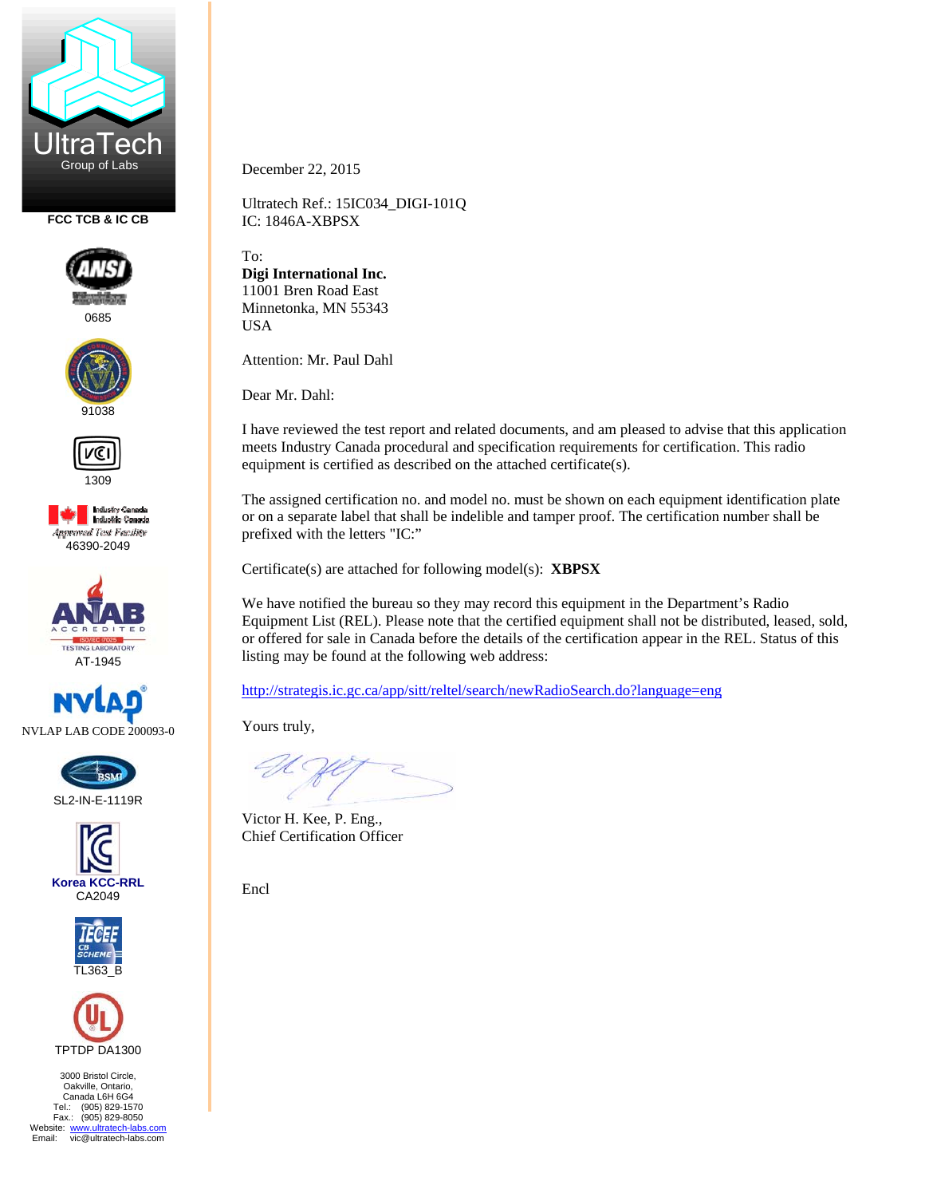UltraTech
Group of Labs

FCC TCB & IC CB

0685

91038

1309

Industry Canada
Industrie Canada
Approved Test Facility
46390-2049

ANAB ACCREDITED ISO/IEC 17025 TESTING LABORATORY
AT-1945

NVLAP LAB CODE 200093-0

BSMI
SL2-IN-E-1119R

Korea KCC-RRL
CA2049

IECEE CB SCHEME
TL363_B

TPTDP DA1300

3000 Bristol Circle,
Oakville, Ontario,
Canada L6H 6G4
Tel.: (905) 829-1570
Fax.: (905) 829-8050
Website: www.ultratech-labs.com
Email: vic@ultratech-labs.com

December 22, 2015

Ultratech Ref.: 15IC034_DIGI-101Q
IC: 1846A-XBPSX

To:
**Digi International Inc.**
11001 Bren Road East
Minnetonka, MN 55343
USA

Attention: Mr. Paul Dahl

Dear Mr. Dahl:

I have reviewed the test report and related documents, and am pleased to advise that this application meets Industry Canada procedural and specification requirements for certification. This radio equipment is certified as described on the attached certificate(s).

The assigned certification no. and model no. must be shown on each equipment identification plate or on a separate label that shall be indelible and tamper proof. The certification number shall be prefixed with the letters "IC:"

Certificate(s) are attached for following model(s): **XBPSX**

We have notified the bureau so they may record this equipment in the Department's Radio Equipment List (REL). Please note that the certified equipment shall not be distributed, leased, sold, or offered for sale in Canada before the details of the certification appear in the REL. Status of this listing may be found at the following web address:

http://strategis.ic.gc.ca/app/sitt/reltel/search/newRadioSearch.do?language=eng

Yours truly,

Victor H. Kee, P. Eng.,
Chief Certification Officer

Encl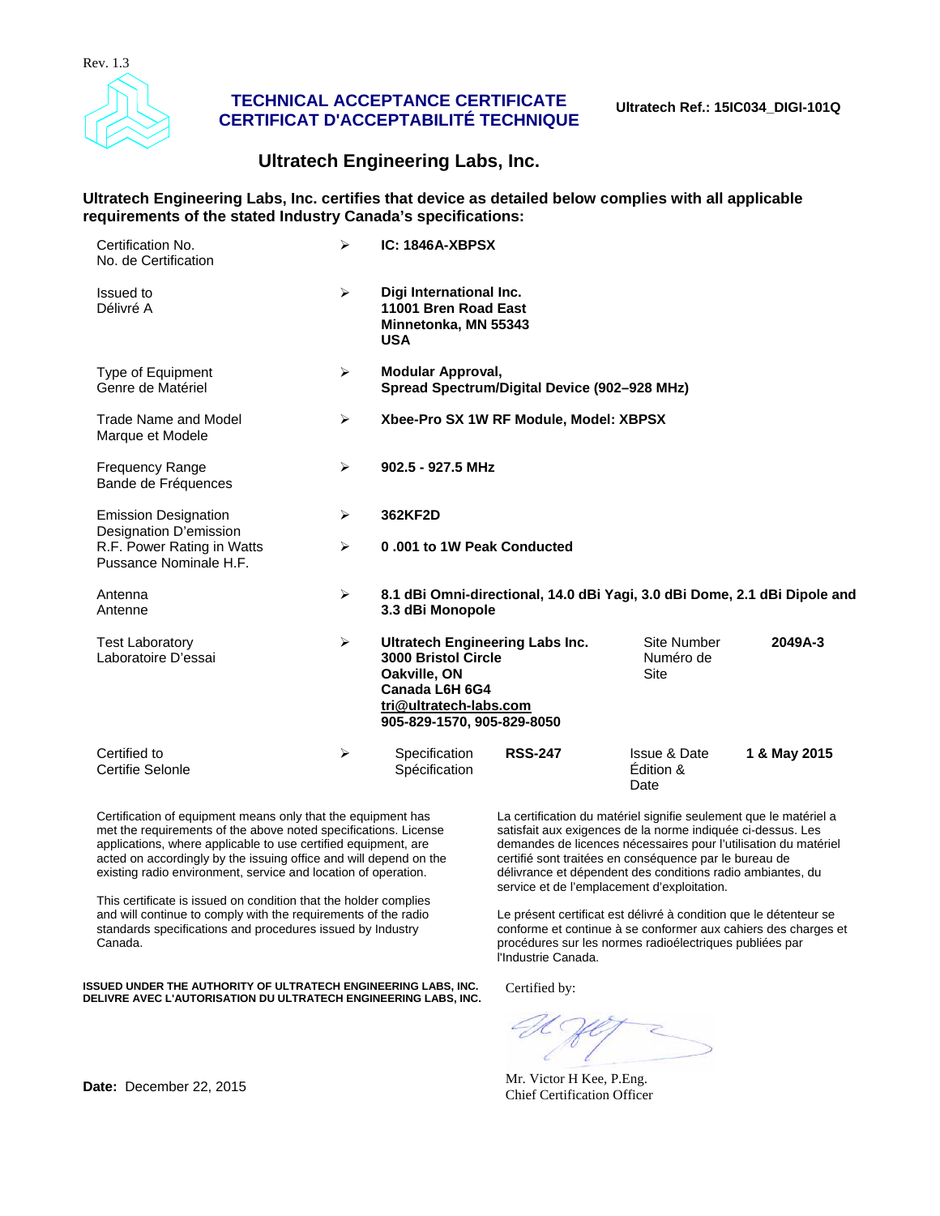Rev. 1.3

# TECHNICAL ACCEPTANCE CERTIFICATE
# CERTIFICAT D'ACCEPTABILITÉ TECHNIQUE

**Ultratech Ref.: 15IC034_DIGI-101Q**

## Ultratech Engineering Labs, Inc.

**Ultratech Engineering Labs, Inc. certifies that device as detailed below complies with all applicable requirements of the stated Industry Canada's specifications:**

| | | |
|---|---|---|
| Certification No.<br>No. de Certification | ➢ | **IC: 1846A-XBPSX** |
| Issued to<br>Délivré A | ➢ | **Digi International Inc.<br>11001 Bren Road East<br>Minnetonka, MN 55343<br>USA** |
| Type of Equipment<br>Genre de Matériel | ➢ | **Modular Approval,<br>Spread Spectrum/Digital Device (902–928 MHz)** |
| Trade Name and Model<br>Marque et Modele | ➢ | **Xbee-Pro SX 1W RF Module, Model: XBPSX** |
| Frequency Range<br>Bande de Fréquences | ➢ | **902.5 - 927.5 MHz** |
| Emission Designation<br>Designation D'emission | ➢ | **362KF2D** |
| R.F. Power Rating in Watts<br>Pussance Nominale H.F. | ➢ | **0 .001 to 1W Peak Conducted** |
| Antenna<br>Antenne | ➢ | **8.1 dBi Omni-directional, 14.0 dBi Yagi, 3.0 dBi Dome, 2.1 dBi Dipole and 3.3 dBi Monopole** |
| Test Laboratory<br>Laboratoire D'essai | ➢ | **Ultratech Engineering Labs Inc.<br>3000 Bristol Circle<br>Oakville, ON<br>Canada L6H 6G4<br>tri@ultratech-labs.com<br>905-829-1570, 905-829-8050**<br>Site Number / Numéro de Site: **2049A-3** |
| Certified to<br>Certifie Selonle | ➢ | Specification / Spécification: **RSS-247**<br>Issue & Date / Édition & Date: **1 & May 2015** |

Certification of equipment means only that the equipment has met the requirements of the above noted specifications. License applications, where applicable to use certified equipment, are acted on accordingly by the issuing office and will depend on the existing radio environment, service and location of operation.

This certificate is issued on condition that the holder complies and will continue to comply with the requirements of the radio standards specifications and procedures issued by Industry Canada.

La certification du matériel signifie seulement que le matériel a satisfait aux exigences de la norme indiquée ci-dessus. Les demandes de licences nécessaires pour l'utilisation du matériel certifié sont traitées en conséquence par le bureau de délivrance et dépendent des conditions radio ambiantes, du service et de l'emplacement d'exploitation.

Le présent certificat est délivré à condition que le détenteur se conforme et continue à se conformer aux cahiers des charges et procédures sur les normes radioélectriques publiées par l'Industrie Canada.

**ISSUED UNDER THE AUTHORITY OF ULTRATECH ENGINEERING LABS, INC.**
**DELIVRE AVEC L'AUTORISATION DU ULTRATECH ENGINEERING LABS, INC.**

Certified by:

Mr. Victor H Kee, P.Eng.
Chief Certification Officer

**Date:** December 22, 2015